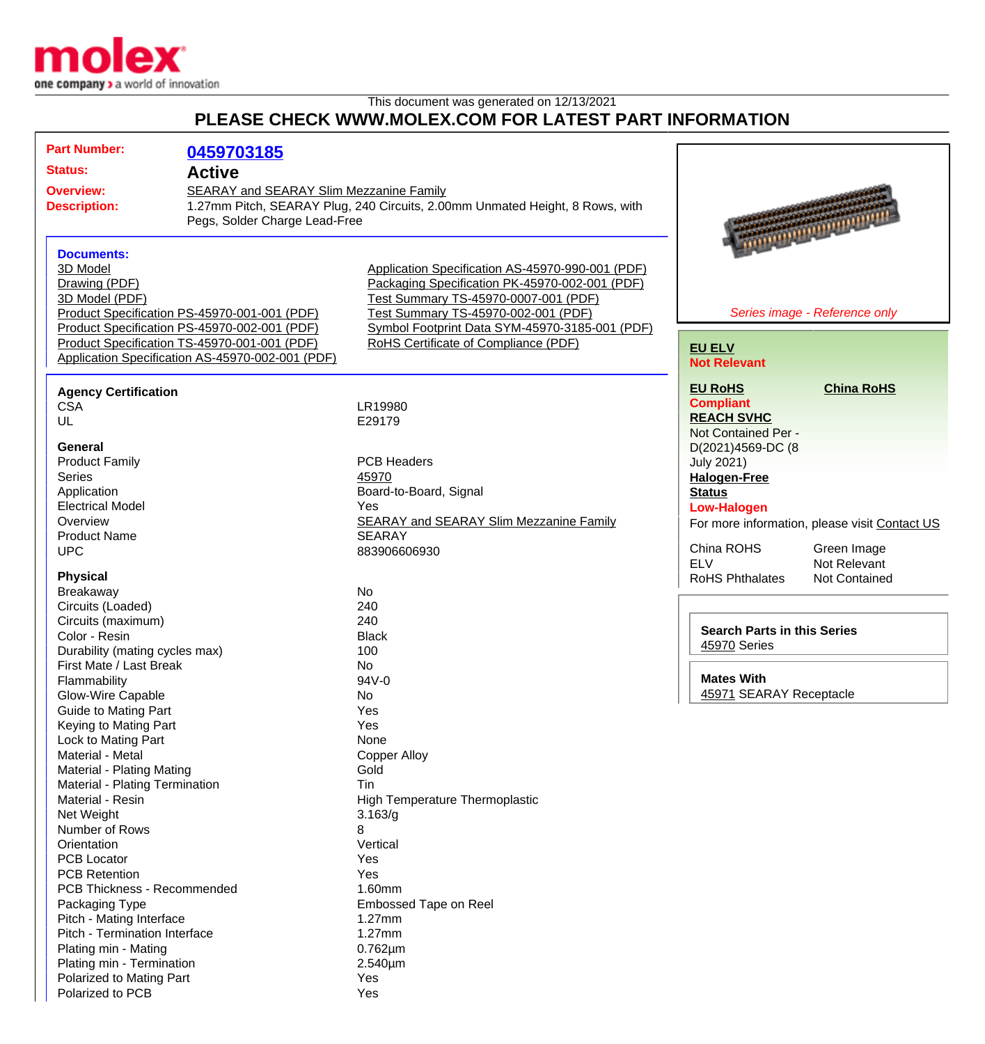molex
one company > a world of innovation

This document was generated on 12/13/2021

# PLEASE CHECK WWW.MOLEX.COM FOR LATEST PART INFORMATION

| | |
|---|---|
| **Part Number:** | **0459703185** |
| **Status:** | **Active** |
| **Overview:** | SEARAY and SEARAY Slim Mezzanine Family |
| **Description:** | 1.27mm Pitch, SEARAY Plug, 240 Circuits, 2.00mm Unmated Height, 8 Rows, with Pegs, Solder Charge Lead-Free |

**Documents:**

- 3D Model
- Drawing (PDF)
- 3D Model (PDF)
- Product Specification PS-45970-001-001 (PDF)
- Product Specification PS-45970-002-001 (PDF)
- Product Specification TS-45970-001-001 (PDF)
- Application Specification AS-45970-002-001 (PDF)
- Application Specification AS-45970-990-001 (PDF)
- Packaging Specification PK-45970-002-001 (PDF)
- Test Summary TS-45970-0007-001 (PDF)
- Test Summary TS-45970-002-001 (PDF)
- Symbol Footprint Data SYM-45970-3185-001 (PDF)
- RoHS Certificate of Compliance (PDF)

*Series image - Reference only*

**EU ELV**
**Not Relevant**

**EU RoHS** **China RoHS**
**Compliant**

**REACH SVHC**
Not Contained Per - D(2021)4569-DC (8 July 2021)

**Halogen-Free Status**
**Low-Halogen**

For more information, please visit Contact US

| | |
|---|---|
| China ROHS | Green Image |
| ELV | Not Relevant |
| RoHS Phthalates | Not Contained |

**Search Parts in this Series**
45970 Series

**Mates With**
45971 SEARAY Receptacle

### Agency Certification

| | |
|---|---|
| CSA | LR19980 |
| UL | E29179 |

### General

| | |
|---|---|
| Product Family | PCB Headers |
| Series | 45970 |
| Application | Board-to-Board, Signal |
| Electrical Model | Yes |
| Overview | SEARAY and SEARAY Slim Mezzanine Family |
| Product Name | SEARAY |
| UPC | 883906606930 |

### Physical

| | |
|---|---|
| Breakaway | No |
| Circuits (Loaded) | 240 |
| Circuits (maximum) | 240 |
| Color - Resin | Black |
| Durability (mating cycles max) | 100 |
| First Mate / Last Break | No |
| Flammability | 94V-0 |
| Glow-Wire Capable | No |
| Guide to Mating Part | Yes |
| Keying to Mating Part | Yes |
| Lock to Mating Part | None |
| Material - Metal | Copper Alloy |
| Material - Plating Mating | Gold |
| Material - Plating Termination | Tin |
| Material - Resin | High Temperature Thermoplastic |
| Net Weight | 3.163/g |
| Number of Rows | 8 |
| Orientation | Vertical |
| PCB Locator | Yes |
| PCB Retention | Yes |
| PCB Thickness - Recommended | 1.60mm |
| Packaging Type | Embossed Tape on Reel |
| Pitch - Mating Interface | 1.27mm |
| Pitch - Termination Interface | 1.27mm |
| Plating min - Mating | 0.762µm |
| Plating min - Termination | 2.540µm |
| Polarized to Mating Part | Yes |
| Polarized to PCB | Yes |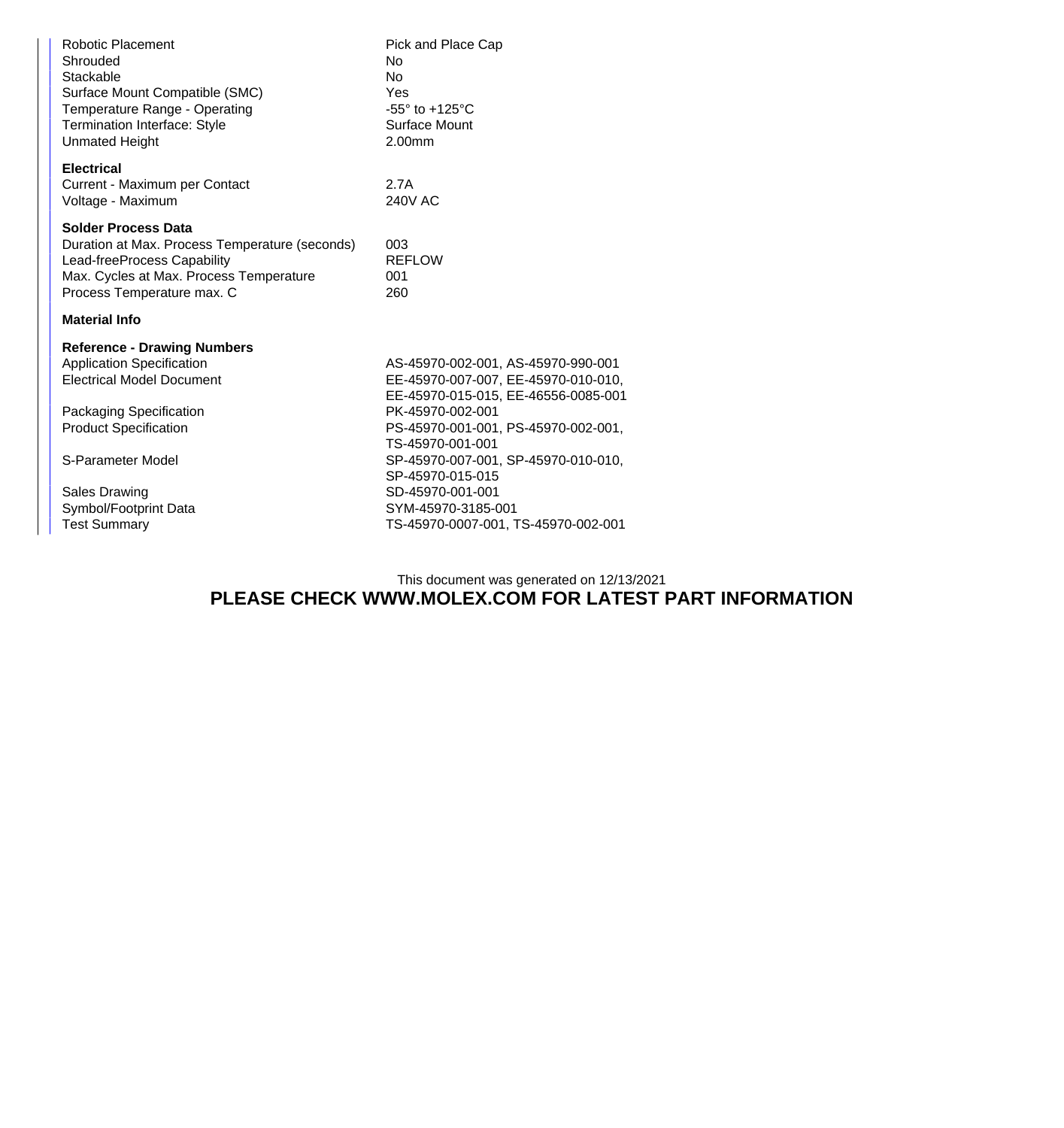| | |
|---|---|
| Robotic Placement | Pick and Place Cap |
| Shrouded | No |
| Stackable | No |
| Surface Mount Compatible (SMC) | Yes |
| Temperature Range - Operating | -55° to +125°C |
| Termination Interface: Style | Surface Mount |
| Unmated Height | 2.00mm |

**Electrical**

| | |
|---|---|
| Current - Maximum per Contact | 2.7A |
| Voltage - Maximum | 240V AC |

**Solder Process Data**

| | |
|---|---|
| Duration at Max. Process Temperature (seconds) | 003 |
| Lead-freeProcess Capability | REFLOW |
| Max. Cycles at Max. Process Temperature | 001 |
| Process Temperature max. C | 260 |

**Material Info**

**Reference - Drawing Numbers**

| | |
|---|---|
| Application Specification | AS-45970-002-001, AS-45970-990-001 |
| Electrical Model Document | EE-45970-007-007, EE-45970-010-010, EE-45970-015-015, EE-46556-0085-001 |
| Packaging Specification | PK-45970-002-001 |
| Product Specification | PS-45970-001-001, PS-45970-002-001, TS-45970-001-001 |
| S-Parameter Model | SP-45970-007-001, SP-45970-010-010, SP-45970-015-015 |
| Sales Drawing | SD-45970-001-001 |
| Symbol/Footprint Data | SYM-45970-3185-001 |
| Test Summary | TS-45970-0007-001, TS-45970-002-001 |

This document was generated on 12/13/2021

**PLEASE CHECK WWW.MOLEX.COM FOR LATEST PART INFORMATION**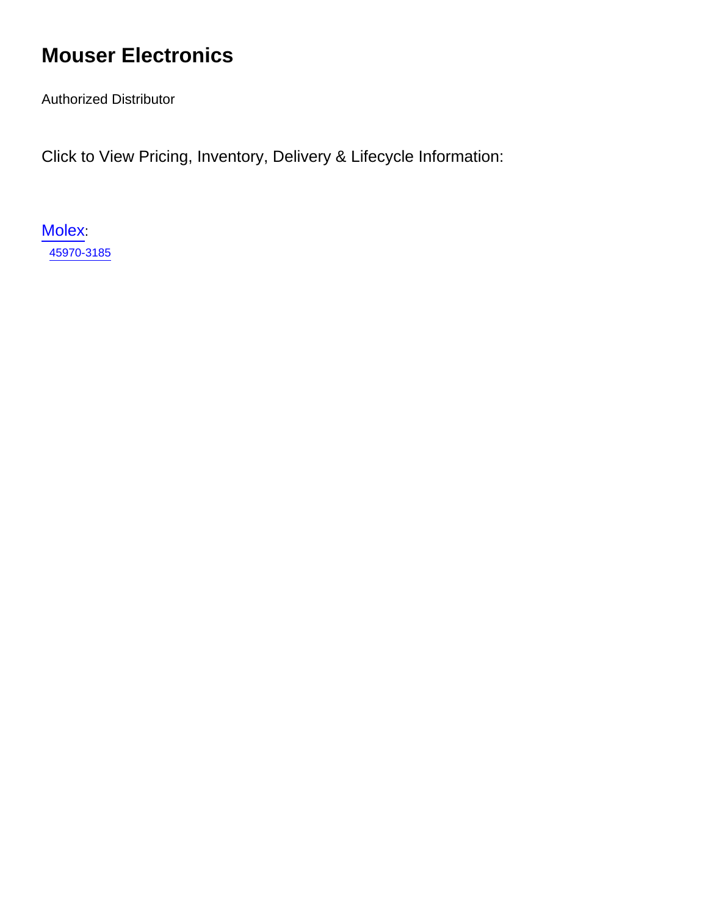# Mouser Electronics

Authorized Distributor

Click to View Pricing, Inventory, Delivery & Lifecycle Information:

Molex:

45970-3185